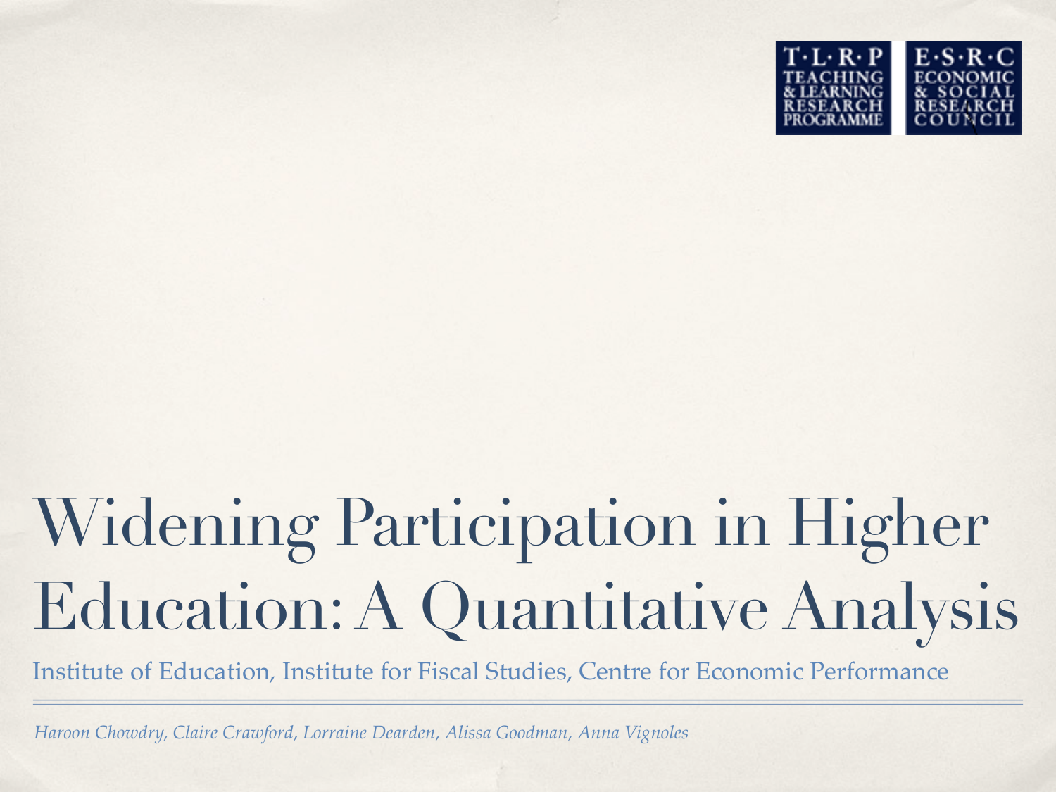T·L·R·P TEACHING & LEARNING RESEARCH PROGRAMME

E·S·R·C ECONOMIC & SOCIAL RESEARCH COUNCIL

# Widening Participation in Higher Education: A Quantitative Analysis

Institute of Education, Institute for Fiscal Studies, Centre for Economic Performance

*Haroon Chowdry, Claire Crawford, Lorraine Dearden, Alissa Goodman, Anna Vignoles*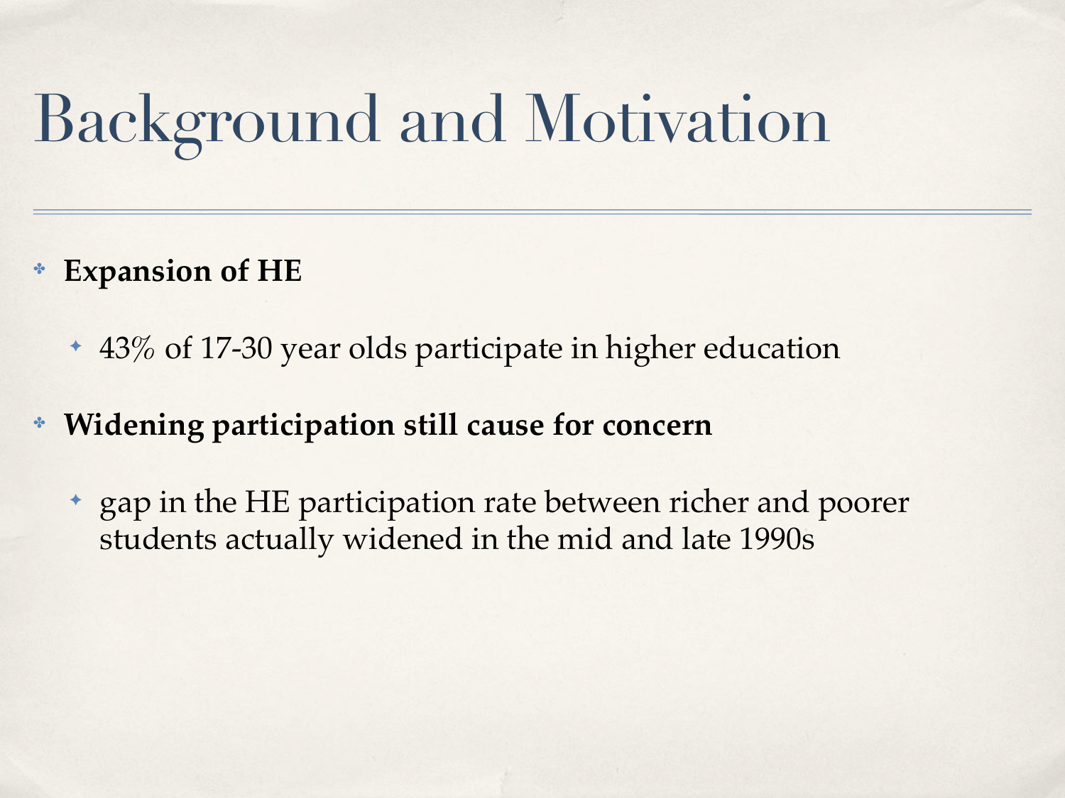# Background and Motivation

- **Expansion of HE**
  - 43% of 17-30 year olds participate in higher education
- **Widening participation still cause for concern**
  - gap in the HE participation rate between richer and poorer students actually widened in the mid and late 1990s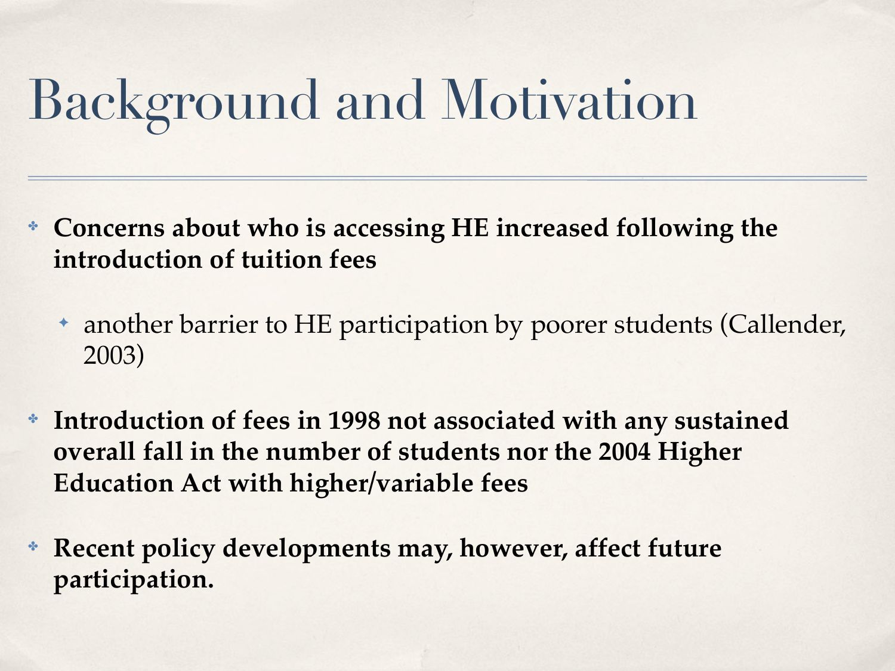# Background and Motivation

- **Concerns about who is accessing HE increased following the introduction of tuition fees**
    - another barrier to HE participation by poorer students (Callender, 2003)
- **Introduction of fees in 1998 not associated with any sustained overall fall in the number of students nor the 2004 Higher Education Act with higher/variable fees**
- **Recent policy developments may, however, affect future participation.**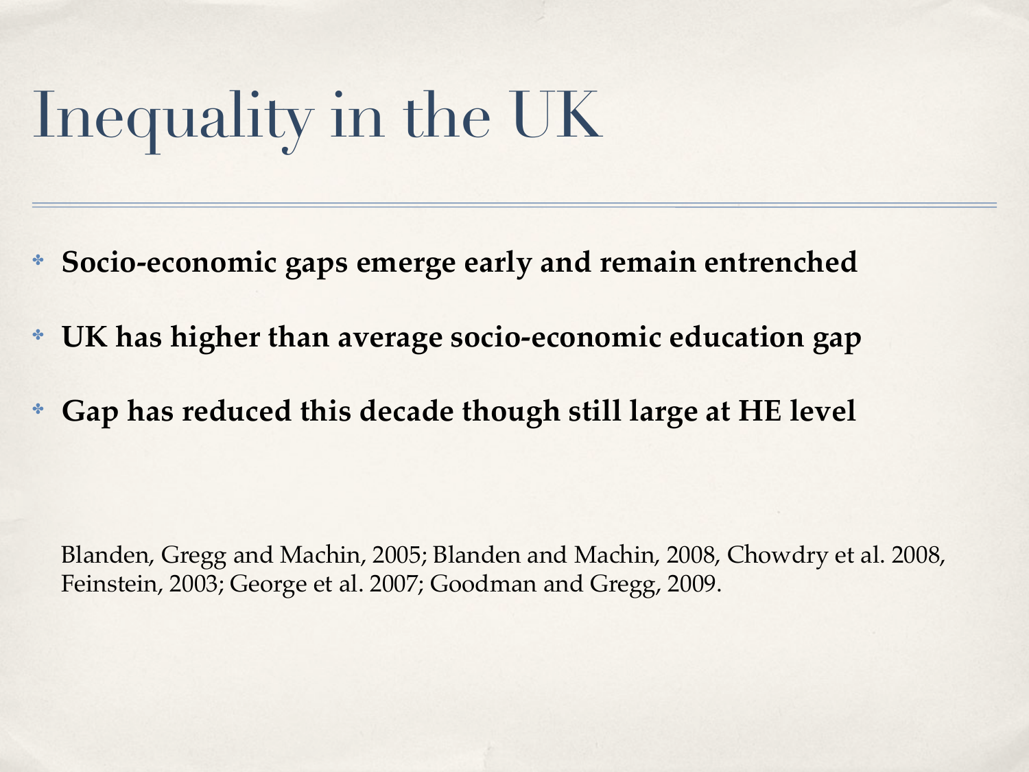# Inequality in the UK

- **Socio-economic gaps emerge early and remain entrenched**
- **UK has higher than average socio-economic education gap**
- **Gap has reduced this decade though still large at HE level**

Blanden, Gregg and Machin, 2005; Blanden and Machin, 2008, Chowdry et al. 2008, Feinstein, 2003; George et al. 2007; Goodman and Gregg, 2009.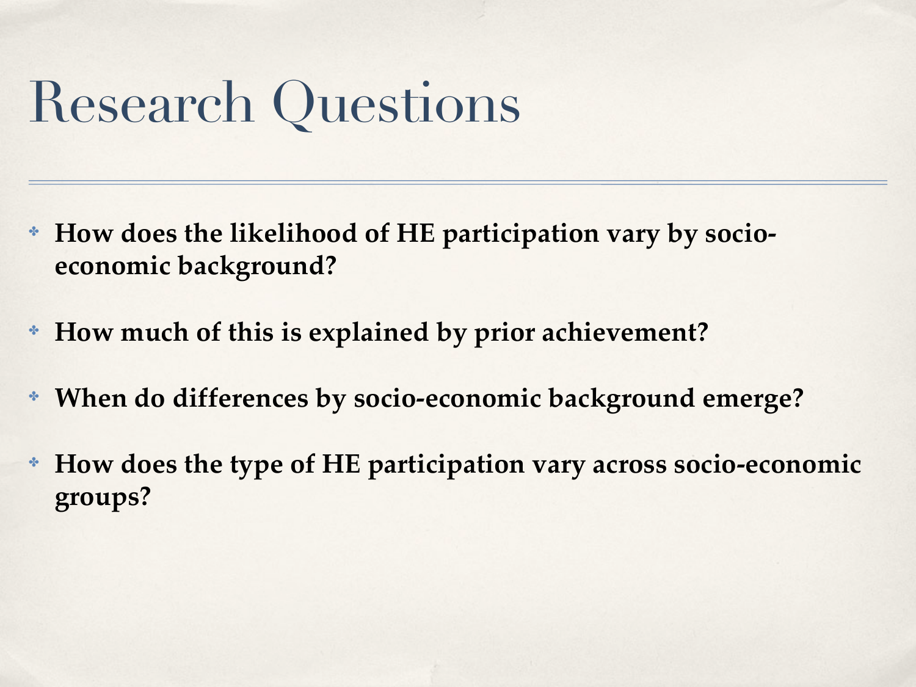# Research Questions

- **How does the likelihood of HE participation vary by socio-economic background?**
- **How much of this is explained by prior achievement?**
- **When do differences by socio-economic background emerge?**
- **How does the type of HE participation vary across socio-economic groups?**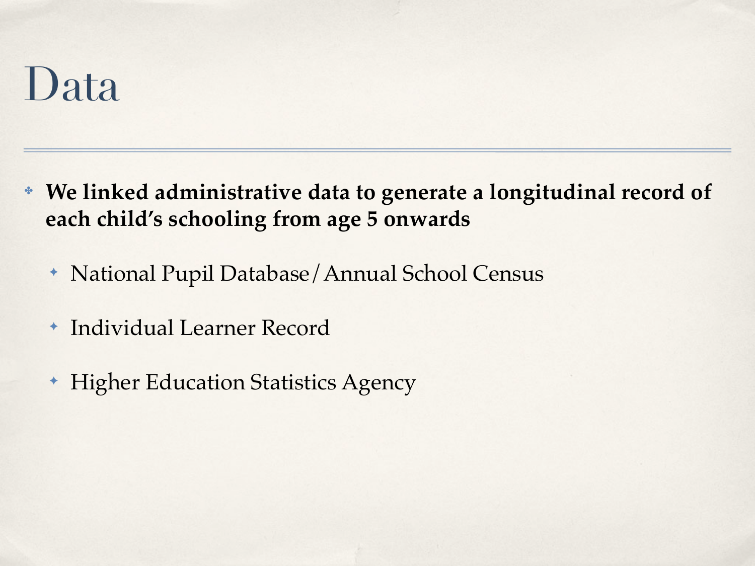# Data

- **We linked administrative data to generate a longitudinal record of each child's schooling from age 5 onwards**
  - National Pupil Database / Annual School Census
  - Individual Learner Record
  - Higher Education Statistics Agency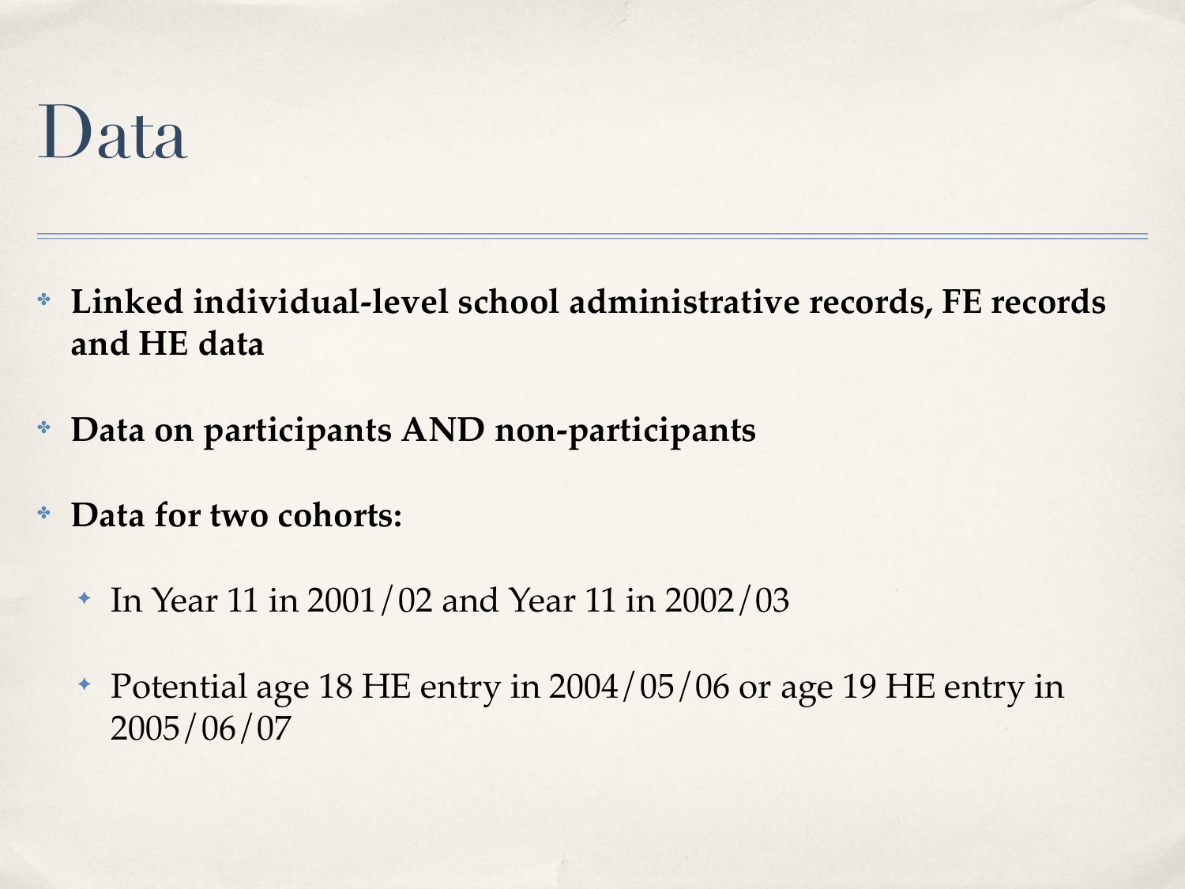# Data

- **Linked individual-level school administrative records, FE records and HE data**
- **Data on participants AND non-participants**
- **Data for two cohorts:**
  - In Year 11 in 2001/02 and Year 11 in 2002/03
  - Potential age 18 HE entry in 2004/05/06 or age 19 HE entry in 2005/06/07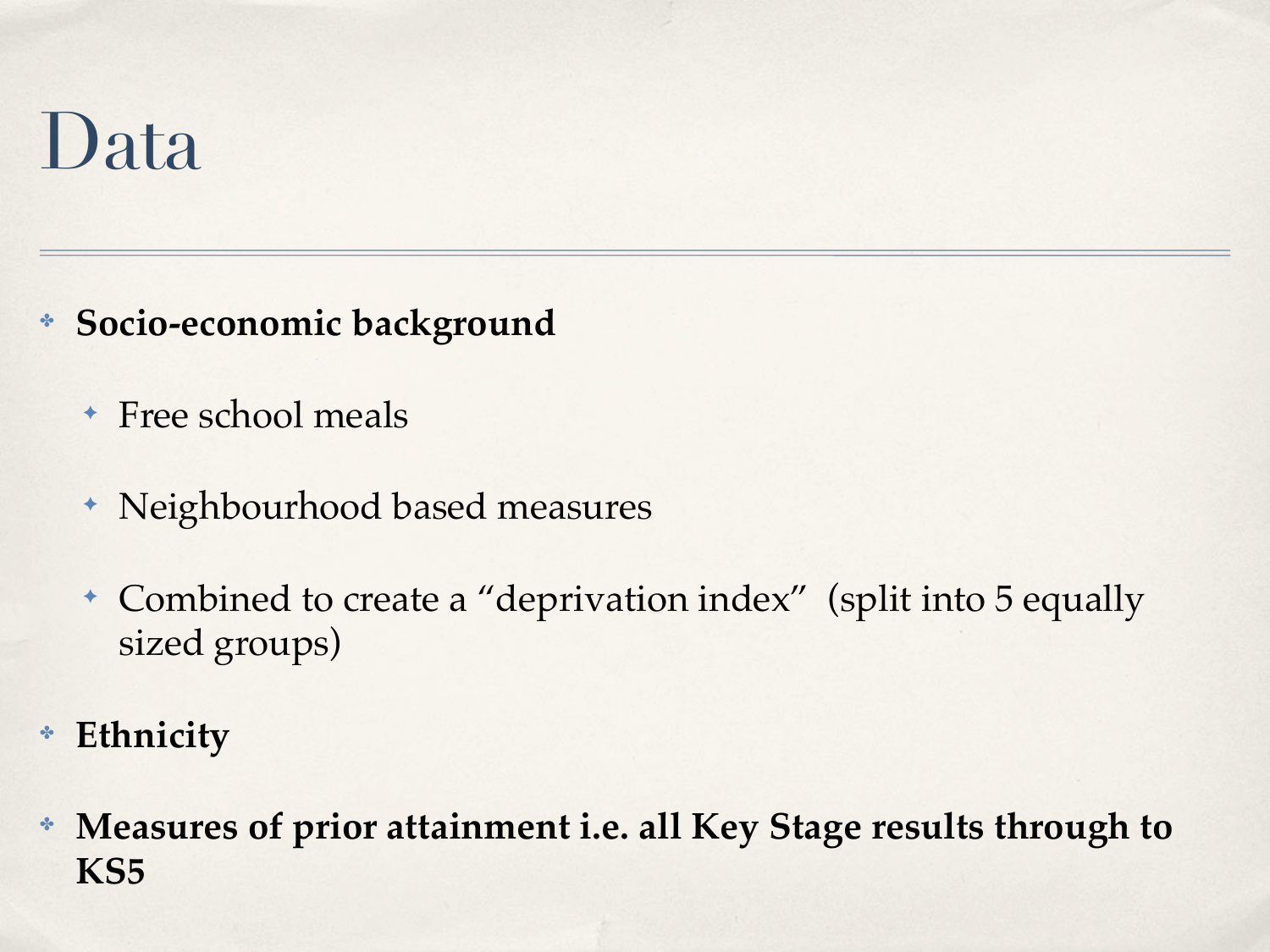# Data

- **Socio-economic background**
  - Free school meals
  - Neighbourhood based measures
  - Combined to create a "deprivation index"  (split into 5 equally sized groups)
- **Ethnicity**
- **Measures of prior attainment i.e. all Key Stage results through to KS5**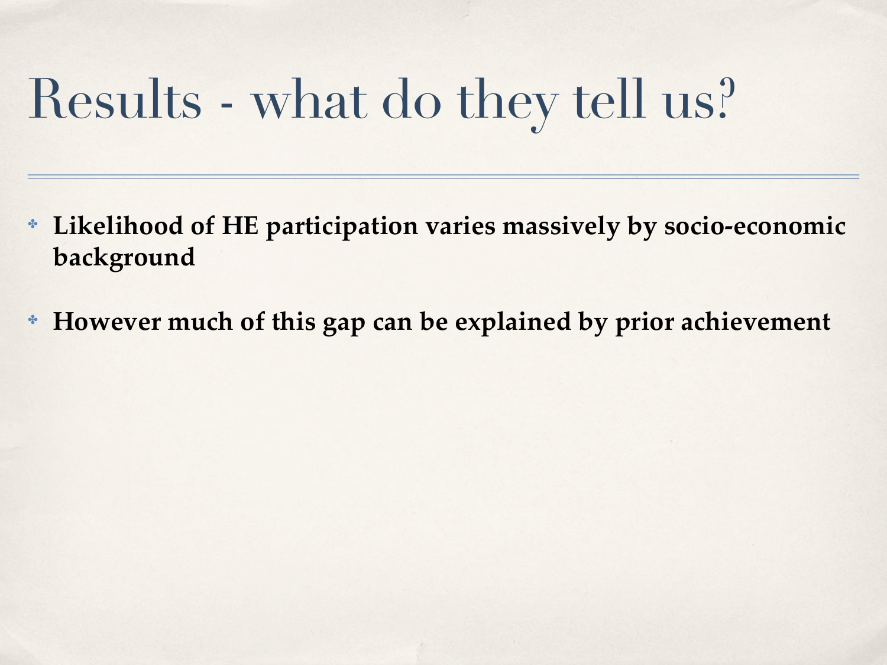# Results - what do they tell us?

- **Likelihood of HE participation varies massively by socio-economic background**
- **However much of this gap can be explained by prior achievement**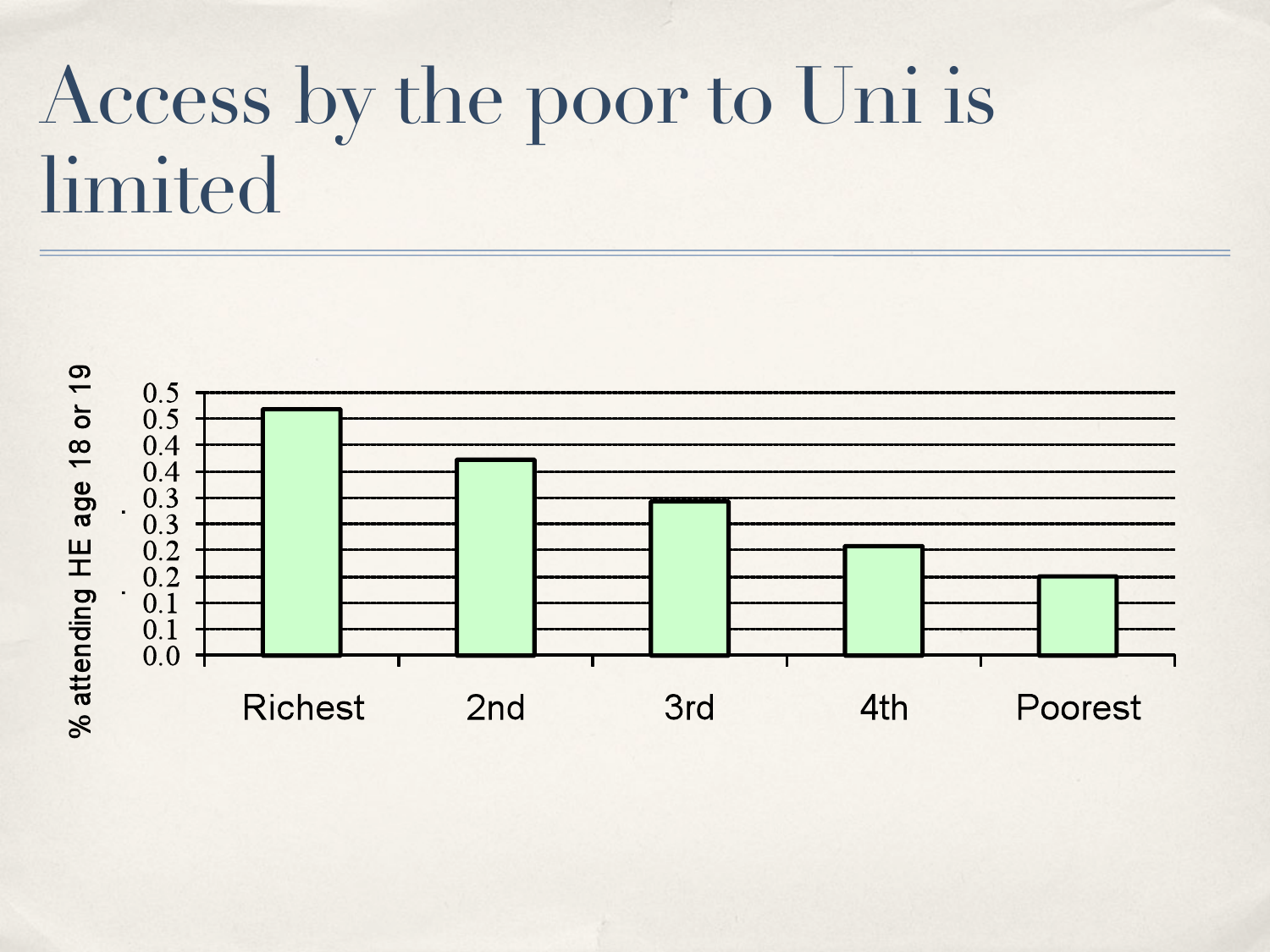# Access by the poor to Uni is limited

% attending HE age 18 or 19

0.5
0.5
0.4
0.4
0.3
0.3
0.2
0.2
0.1
0.1
0.0

Richest 2nd 3rd 4th Poorest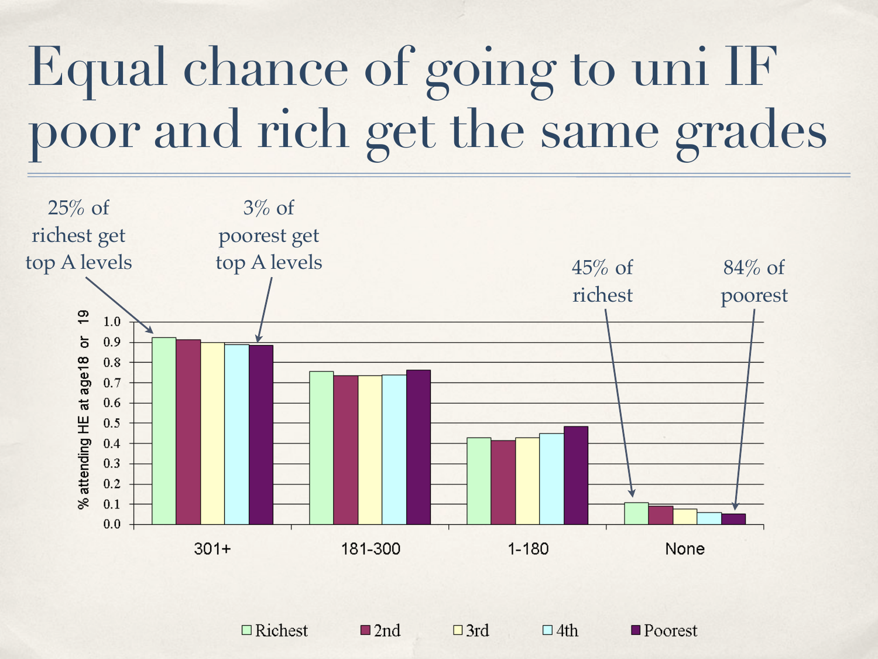# Equal chance of going to uni IF poor and rich get the same grades

25% of richest get top A levels

3% of poorest get top A levels

45% of richest

84% of poorest

% attending HE at age18 or 19

| | Richest | 2nd | 3rd | 4th | Poorest |
|---|---|---|---|---|---|
| 301+ | 0.92 | 0.91 | 0.90 | 0.89 | 0.88 |
| 181-300 | 0.75 | 0.73 | 0.73 | 0.74 | 0.76 |
| 1-180 | 0.43 | 0.41 | 0.43 | 0.45 | 0.48 |
| None | 0.11 | 0.09 | 0.08 | 0.06 | 0.05 |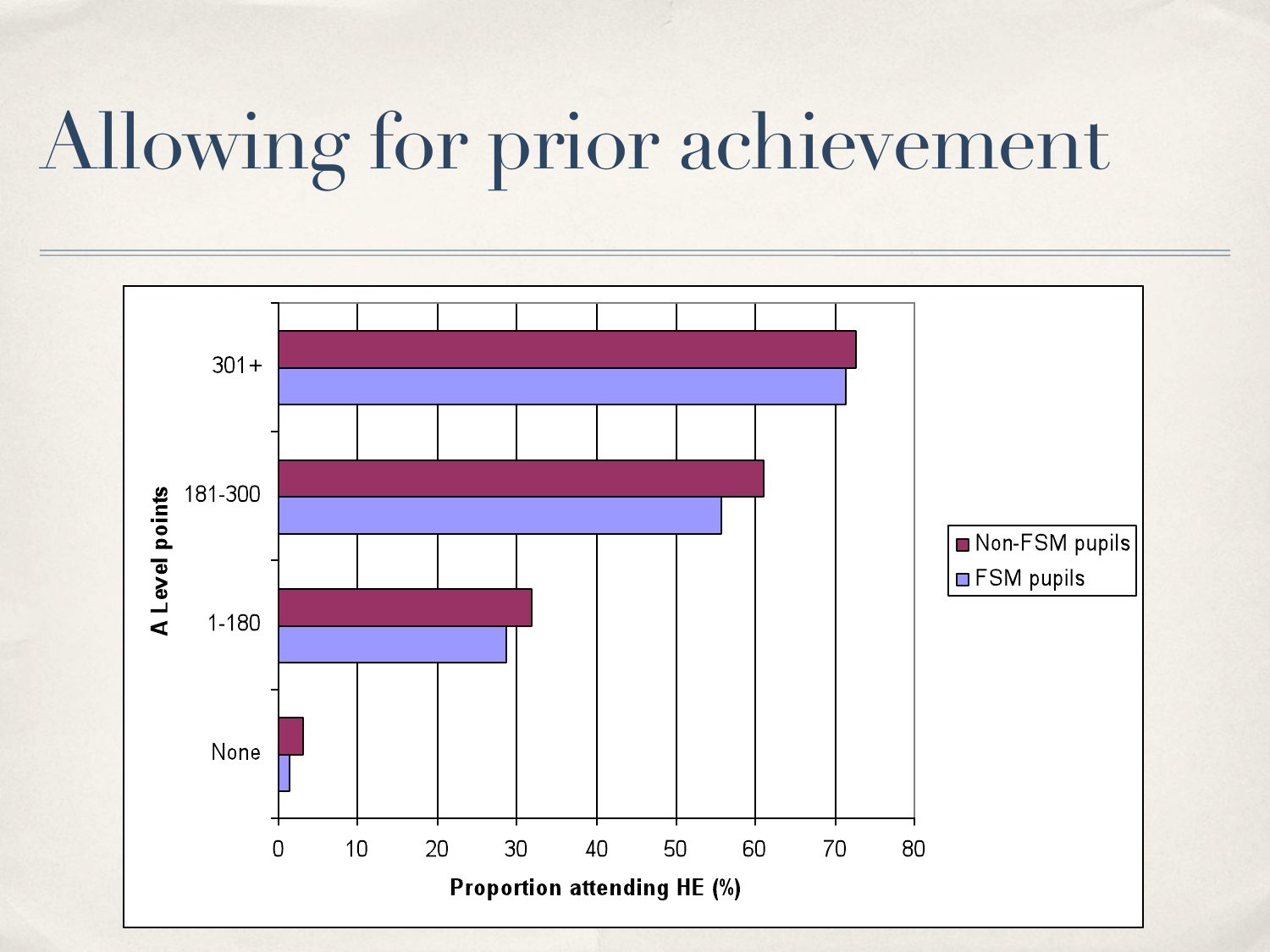# Allowing for prior achievement

| A Level points | Non-FSM pupils | FSM pupils |
|---|---|---|
| 301+ | 72.5 | 71 |
| 181-300 | 61 | 55.5 |
| 1-180 | 32 | 28.5 |
| None | 3 | 1.5 |

Proportion attending HE (%)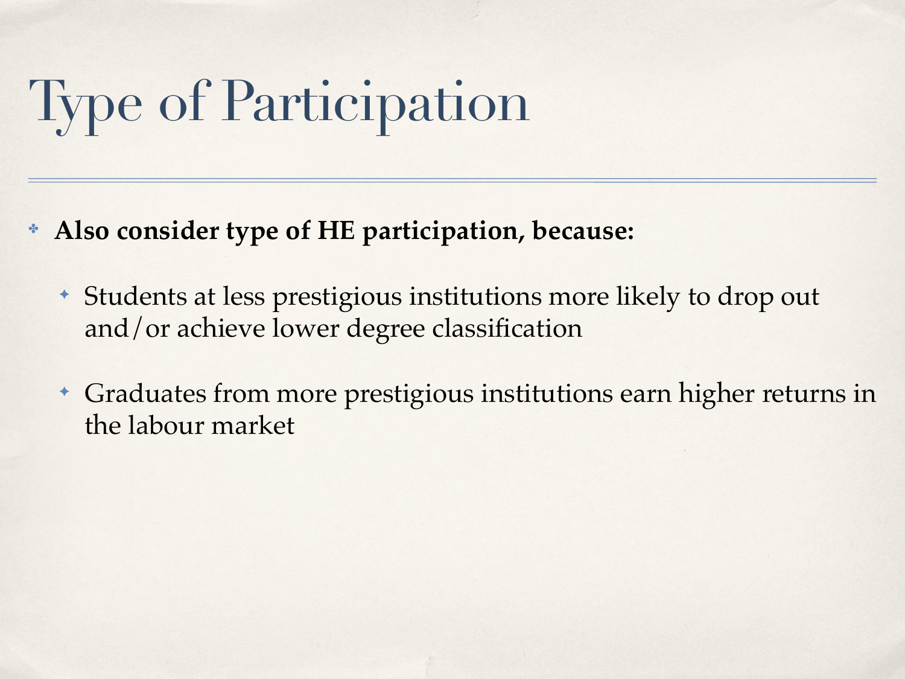# Type of Participation

- **Also consider type of HE participation, because:**
  - Students at less prestigious institutions more likely to drop out and/or achieve lower degree classification
  - Graduates from more prestigious institutions earn higher returns in the labour market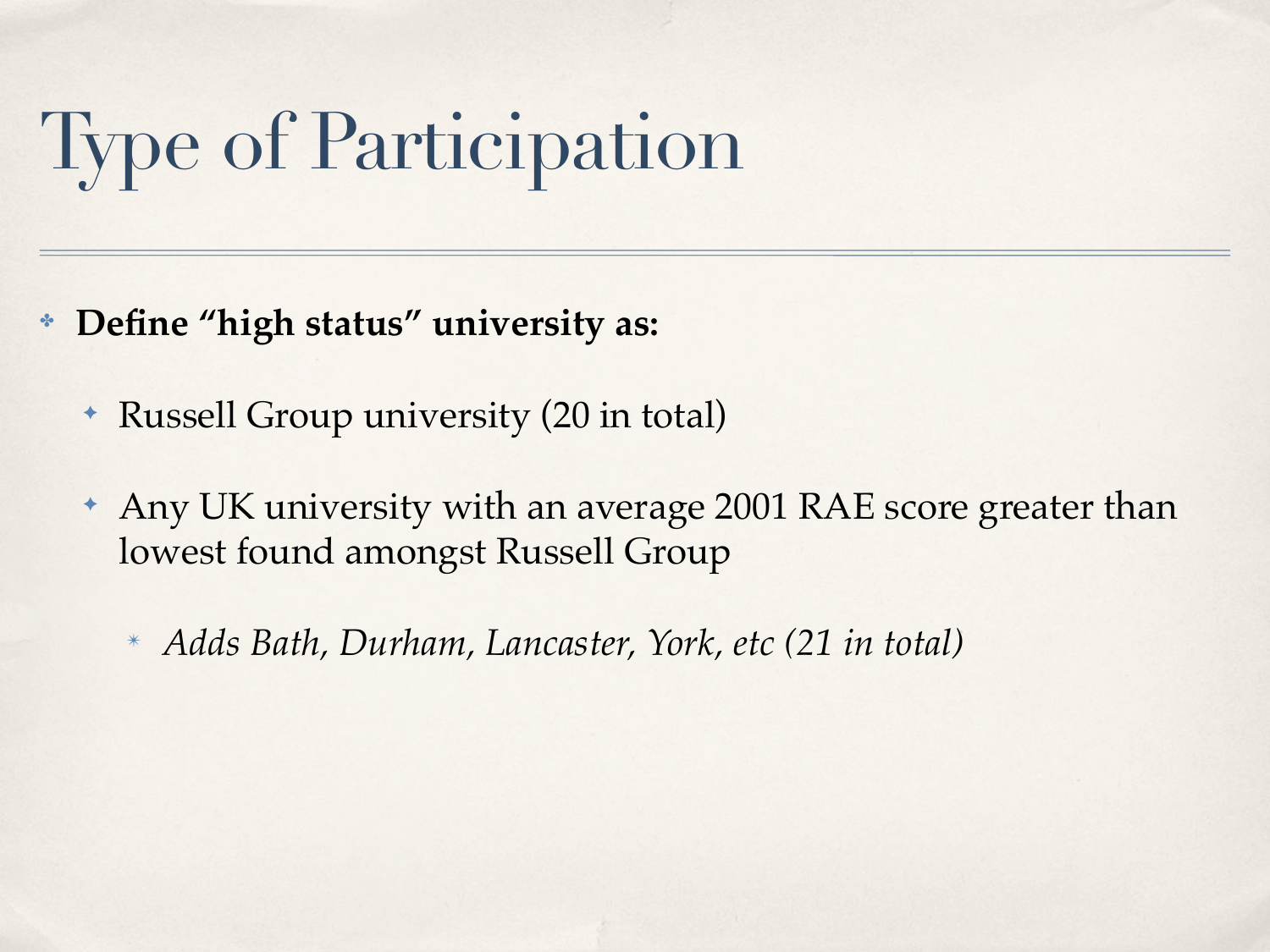# Type of Participation

- **Define "high status" university as:**
  - Russell Group university (20 in total)
  - Any UK university with an average 2001 RAE score greater than lowest found amongst Russell Group
    - *Adds Bath, Durham, Lancaster, York, etc (21 in total)*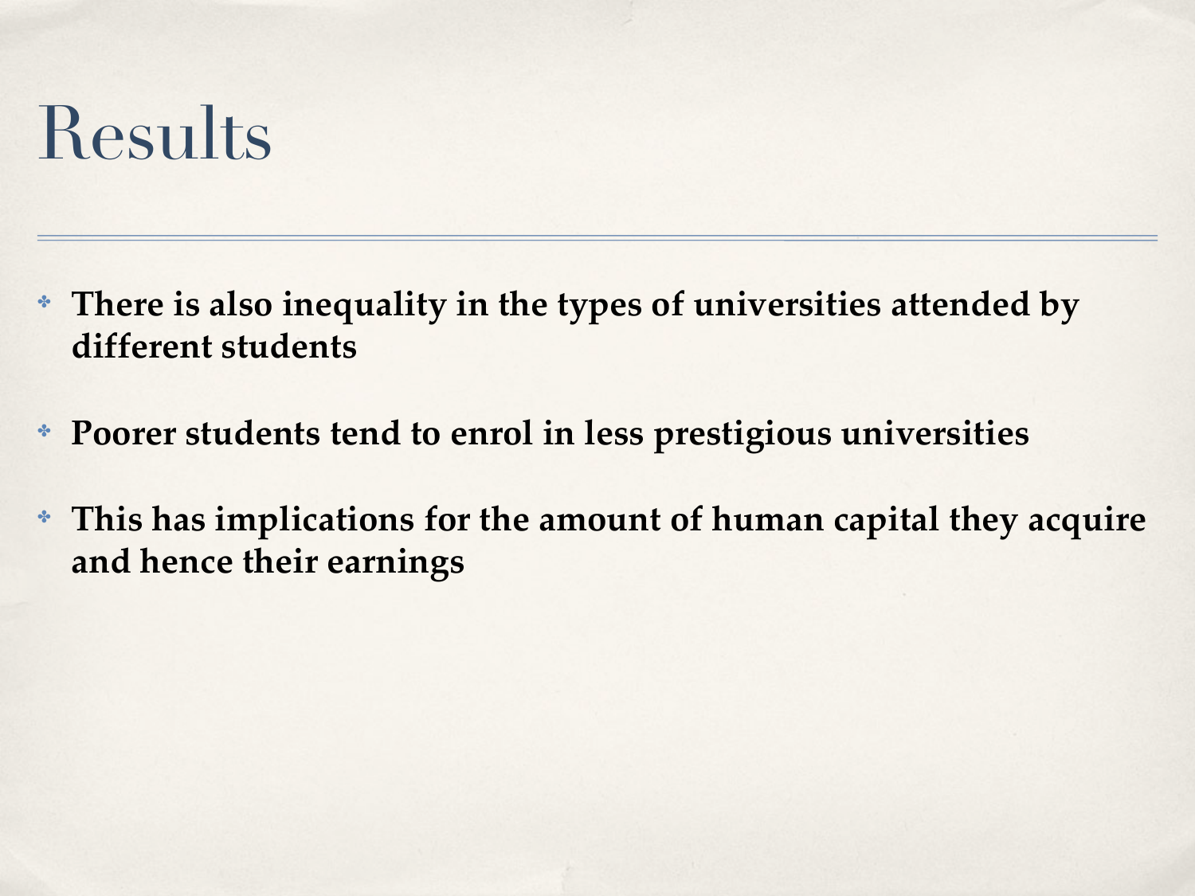# Results

- **There is also inequality in the types of universities attended by different students**
- **Poorer students tend to enrol in less prestigious universities**
- **This has implications for the amount of human capital they acquire and hence their earnings**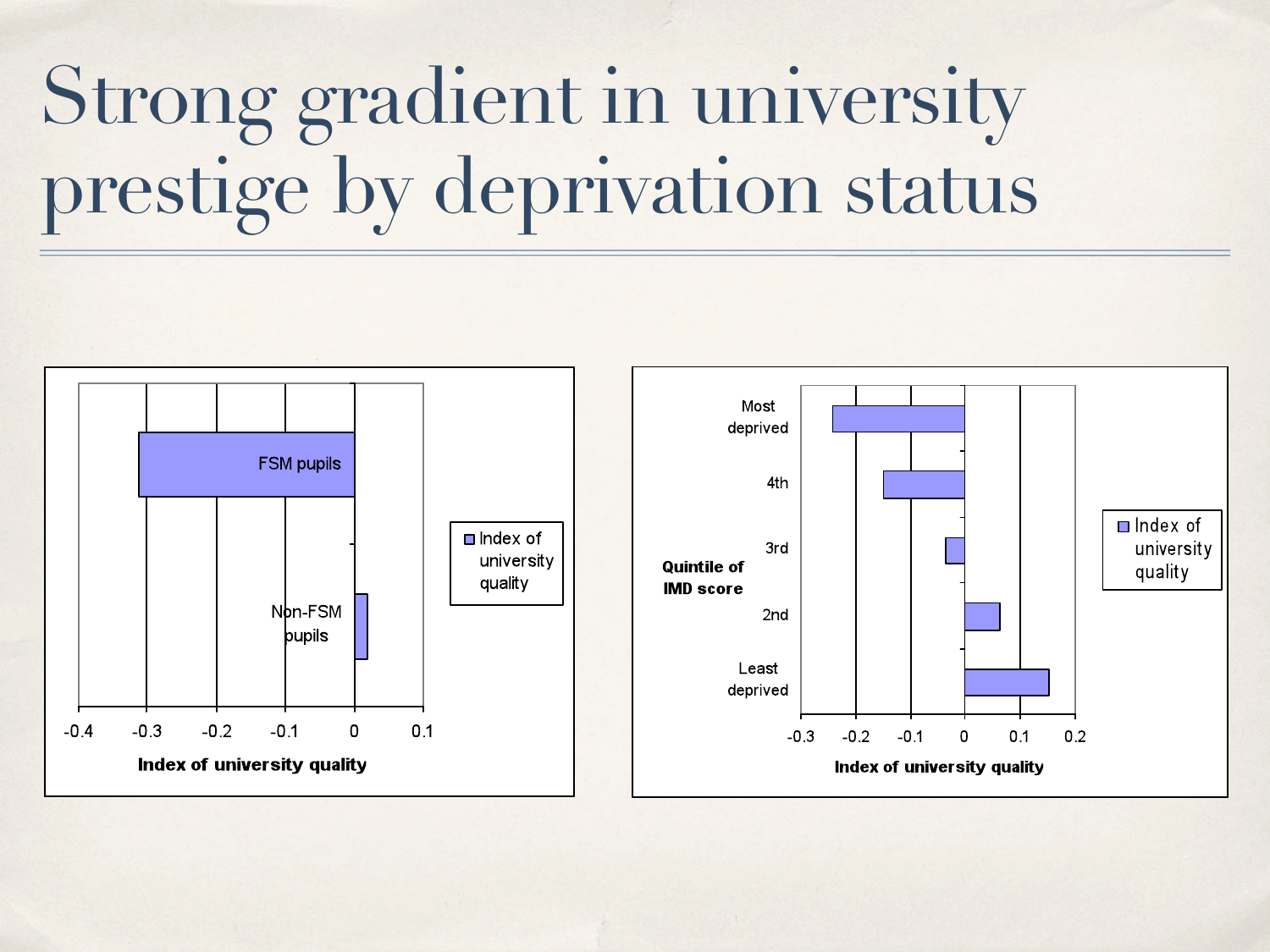# Strong gradient in university prestige by deprivation status

| | Index of university quality |
|---|---|
| FSM pupils | -0.31 |
| Non-FSM pupils | 0.02 |

| Quintile of IMD score | Index of university quality |
|---|---|
| Most deprived | -0.24 |
| 4th | -0.15 |
| 3rd | -0.03 |
| 2nd | 0.06 |
| Least deprived | 0.15 |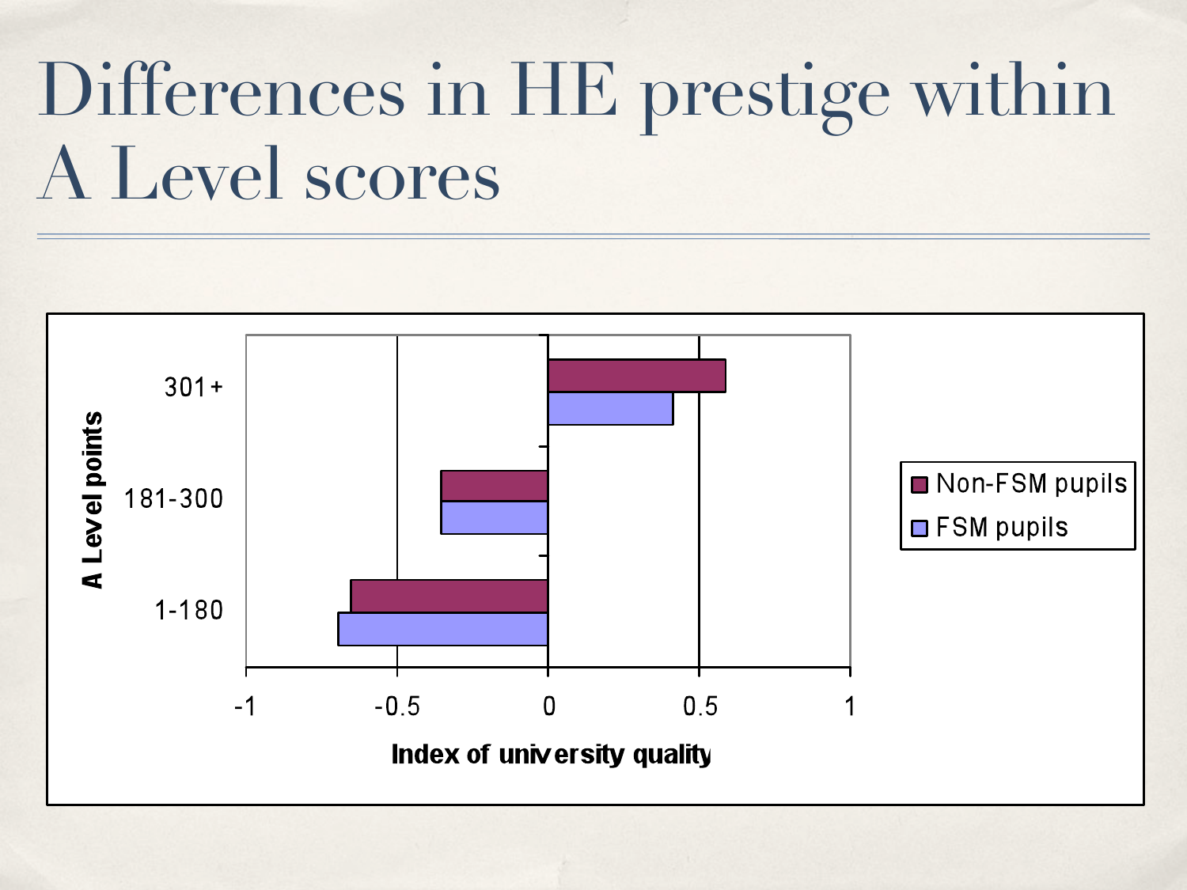# Differences in HE prestige within A Level scores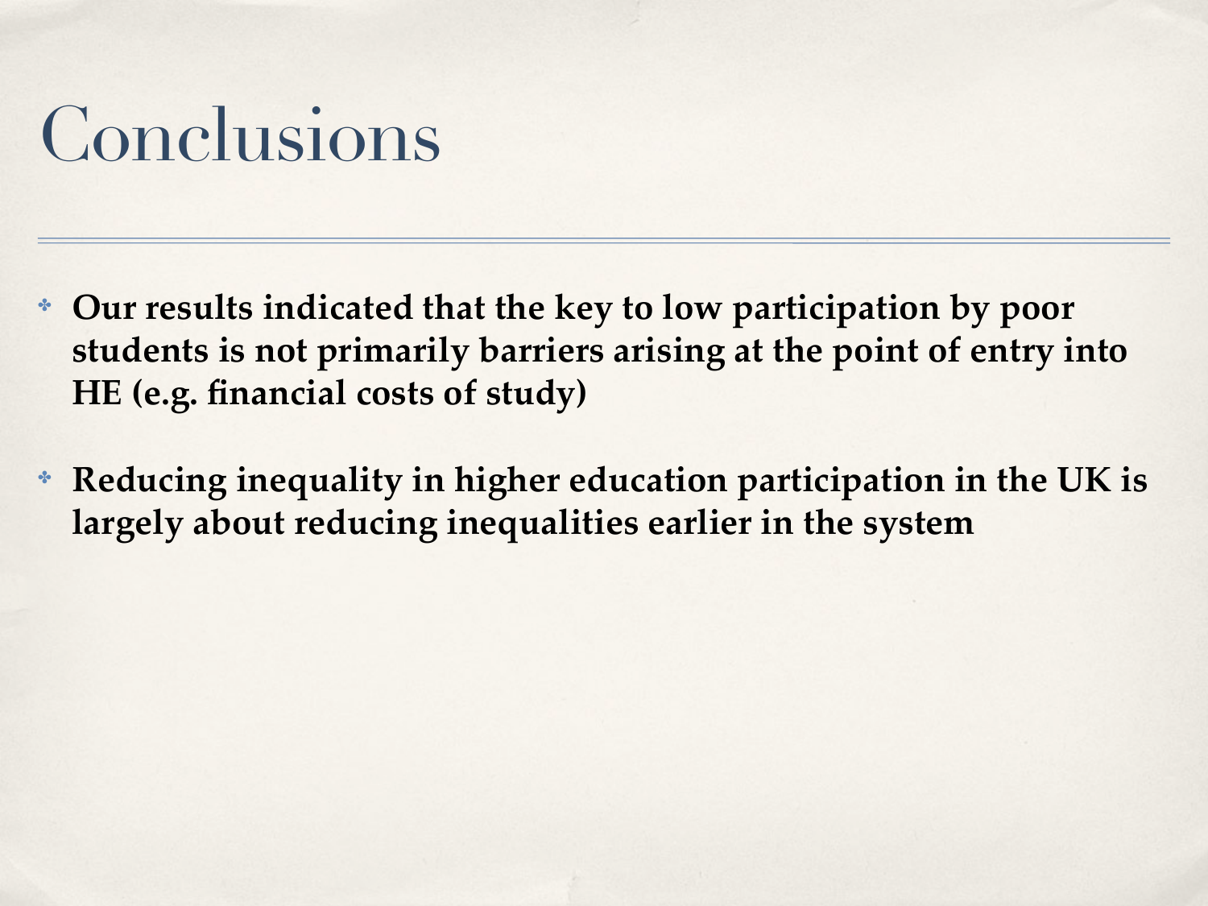# Conclusions

- **Our results indicated that the key to low participation by poor students is not primarily barriers arising at the point of entry into HE (e.g. financial costs of study)**
- **Reducing inequality in higher education participation in the UK is largely about reducing inequalities earlier in the system**